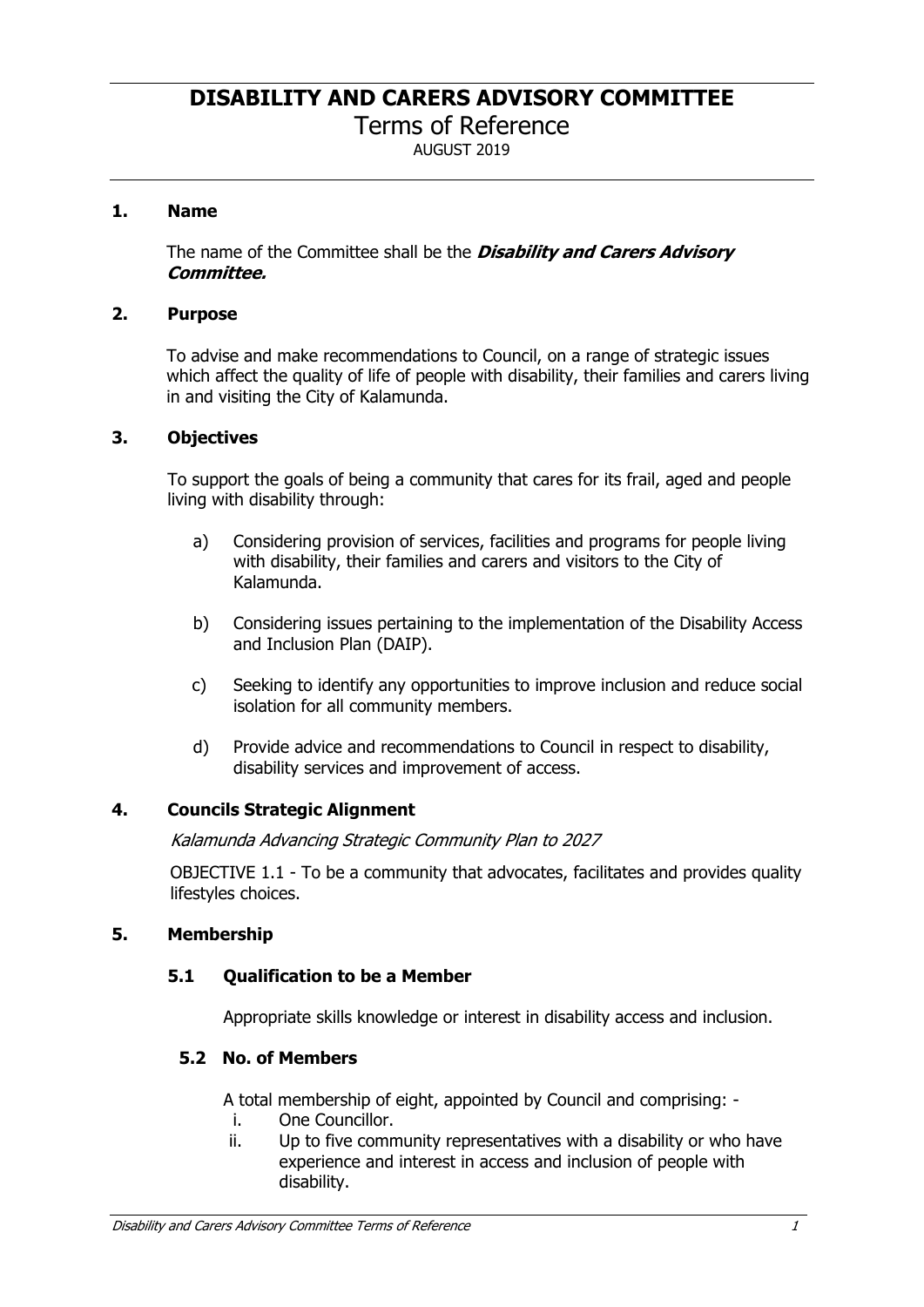# DISABILITY AND CARERS ADVISORY COMMITTEE

Terms of Reference

AUGUST 2019

## 1. Name

The name of the Committee shall be the ***Disability and Carers Advisory Committee.***

## 2. Purpose

To advise and make recommendations to Council, on a range of strategic issues which affect the quality of life of people with disability, their families and carers living in and visiting the City of Kalamunda.

## 3. Objectives

To support the goals of being a community that cares for its frail, aged and people living with disability through:

a) Considering provision of services, facilities and programs for people living with disability, their families and carers and visitors to the City of Kalamunda.

b) Considering issues pertaining to the implementation of the Disability Access and Inclusion Plan (DAIP).

c) Seeking to identify any opportunities to improve inclusion and reduce social isolation for all community members.

d) Provide advice and recommendations to Council in respect to disability, disability services and improvement of access.

## 4. Councils Strategic Alignment

*Kalamunda Advancing Strategic Community Plan to 2027*

OBJECTIVE 1.1 - To be a community that advocates, facilitates and provides quality lifestyles choices.

## 5. Membership

### 5.1 Qualification to be a Member

Appropriate skills knowledge or interest in disability access and inclusion.

### 5.2 No. of Members

A total membership of eight, appointed by Council and comprising: -

i. One Councillor.
ii. Up to five community representatives with a disability or who have experience and interest in access and inclusion of people with disability.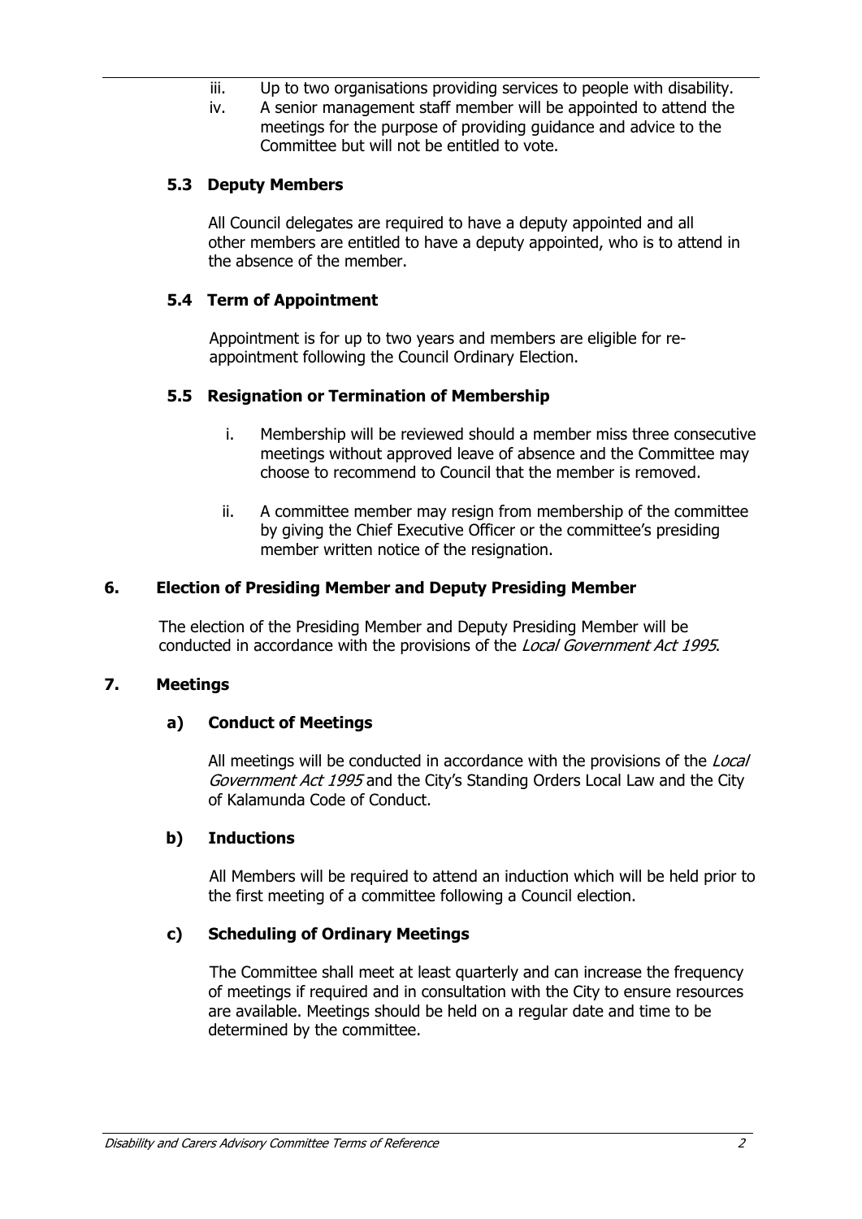iii. Up to two organisations providing services to people with disability.
iv. A senior management staff member will be appointed to attend the meetings for the purpose of providing guidance and advice to the Committee but will not be entitled to vote.

### 5.3 Deputy Members

All Council delegates are required to have a deputy appointed and all other members are entitled to have a deputy appointed, who is to attend in the absence of the member.

### 5.4 Term of Appointment

Appointment is for up to two years and members are eligible for re-appointment following the Council Ordinary Election.

### 5.5 Resignation or Termination of Membership

i. Membership will be reviewed should a member miss three consecutive meetings without approved leave of absence and the Committee may choose to recommend to Council that the member is removed.

ii. A committee member may resign from membership of the committee by giving the Chief Executive Officer or the committee's presiding member written notice of the resignation.

## 6. Election of Presiding Member and Deputy Presiding Member

The election of the Presiding Member and Deputy Presiding Member will be conducted in accordance with the provisions of the *Local Government Act 1995*.

## 7. Meetings

### a) Conduct of Meetings

All meetings will be conducted in accordance with the provisions of the *Local Government Act 1995* and the City's Standing Orders Local Law and the City of Kalamunda Code of Conduct.

### b) Inductions

All Members will be required to attend an induction which will be held prior to the first meeting of a committee following a Council election.

### c) Scheduling of Ordinary Meetings

The Committee shall meet at least quarterly and can increase the frequency of meetings if required and in consultation with the City to ensure resources are available. Meetings should be held on a regular date and time to be determined by the committee.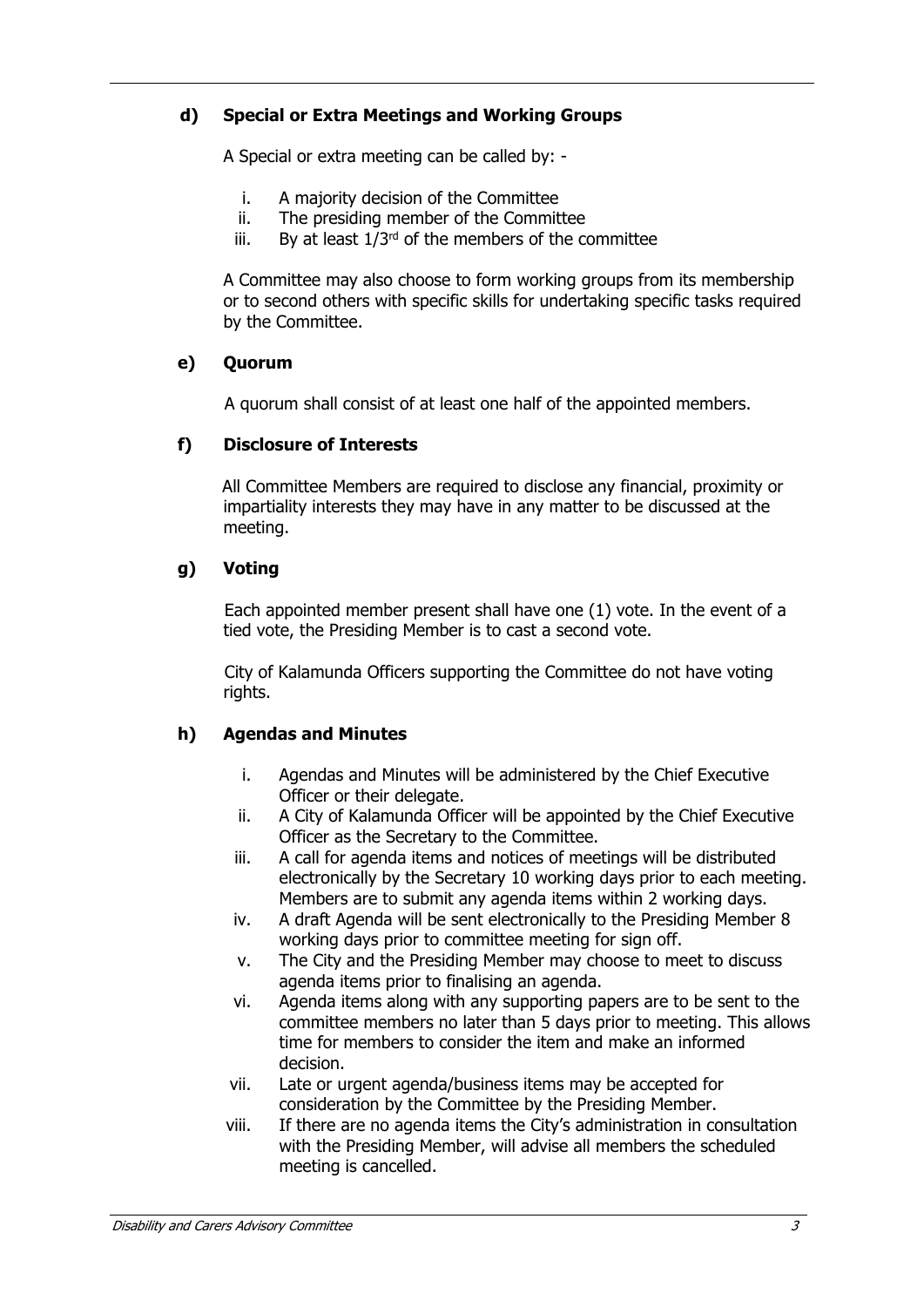### d) Special or Extra Meetings and Working Groups

A Special or extra meeting can be called by: -

i. A majority decision of the Committee
ii. The presiding member of the Committee
iii. By at least 1/3rd of the members of the committee

A Committee may also choose to form working groups from its membership or to second others with specific skills for undertaking specific tasks required by the Committee.

### e) Quorum

A quorum shall consist of at least one half of the appointed members.

### f) Disclosure of Interests

All Committee Members are required to disclose any financial, proximity or impartiality interests they may have in any matter to be discussed at the meeting.

### g) Voting

Each appointed member present shall have one (1) vote. In the event of a tied vote, the Presiding Member is to cast a second vote.

City of Kalamunda Officers supporting the Committee do not have voting rights.

### h) Agendas and Minutes

i. Agendas and Minutes will be administered by the Chief Executive Officer or their delegate.
ii. A City of Kalamunda Officer will be appointed by the Chief Executive Officer as the Secretary to the Committee.
iii. A call for agenda items and notices of meetings will be distributed electronically by the Secretary 10 working days prior to each meeting. Members are to submit any agenda items within 2 working days.
iv. A draft Agenda will be sent electronically to the Presiding Member 8 working days prior to committee meeting for sign off.
v. The City and the Presiding Member may choose to meet to discuss agenda items prior to finalising an agenda.
vi. Agenda items along with any supporting papers are to be sent to the committee members no later than 5 days prior to meeting. This allows time for members to consider the item and make an informed decision.
vii. Late or urgent agenda/business items may be accepted for consideration by the Committee by the Presiding Member.
viii. If there are no agenda items the City's administration in consultation with the Presiding Member, will advise all members the scheduled meeting is cancelled.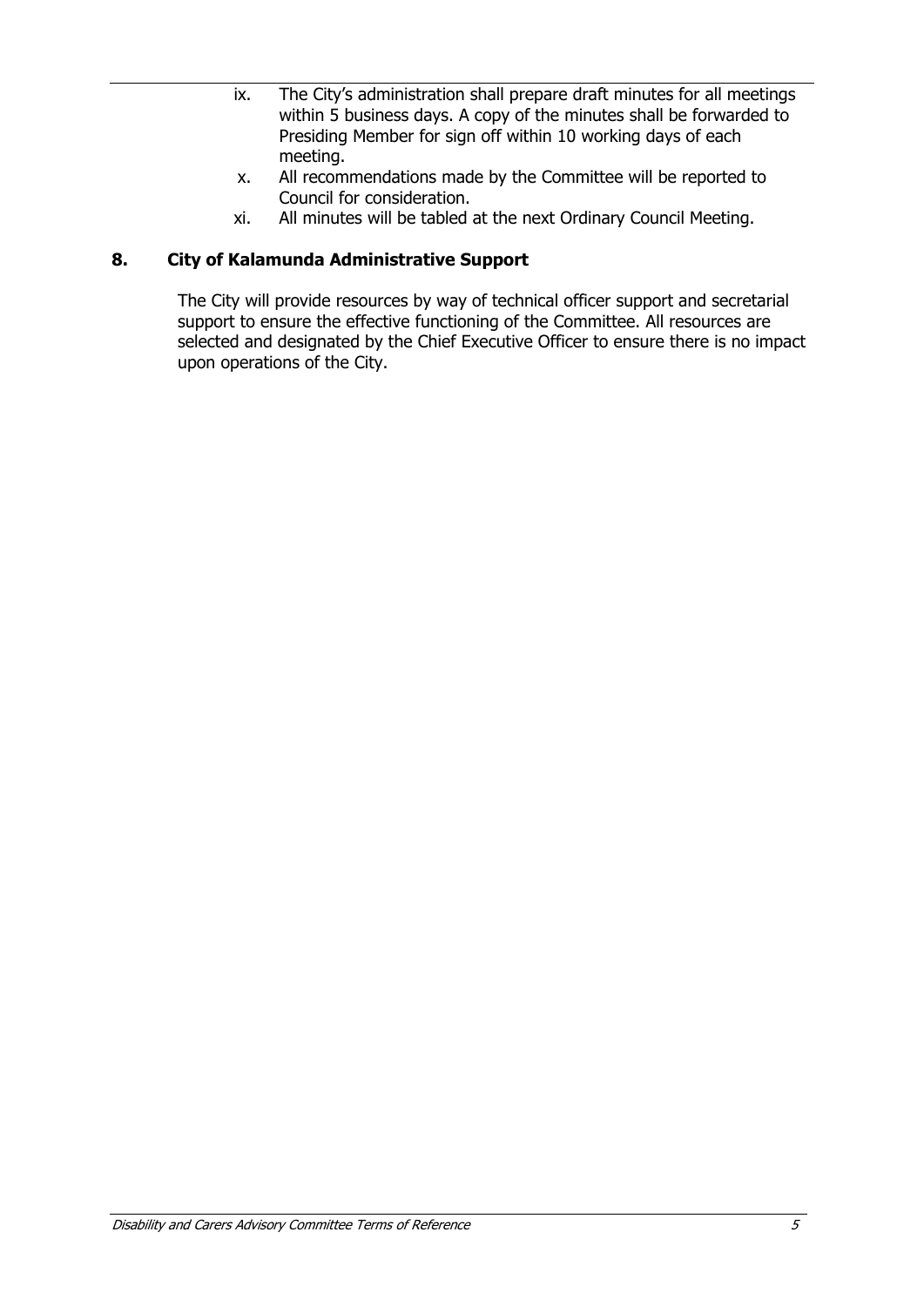ix. The City's administration shall prepare draft minutes for all meetings within 5 business days. A copy of the minutes shall be forwarded to Presiding Member for sign off within 10 working days of each meeting.

x. All recommendations made by the Committee will be reported to Council for consideration.

xi. All minutes will be tabled at the next Ordinary Council Meeting.

## 8. City of Kalamunda Administrative Support

The City will provide resources by way of technical officer support and secretarial support to ensure the effective functioning of the Committee. All resources are selected and designated by the Chief Executive Officer to ensure there is no impact upon operations of the City.